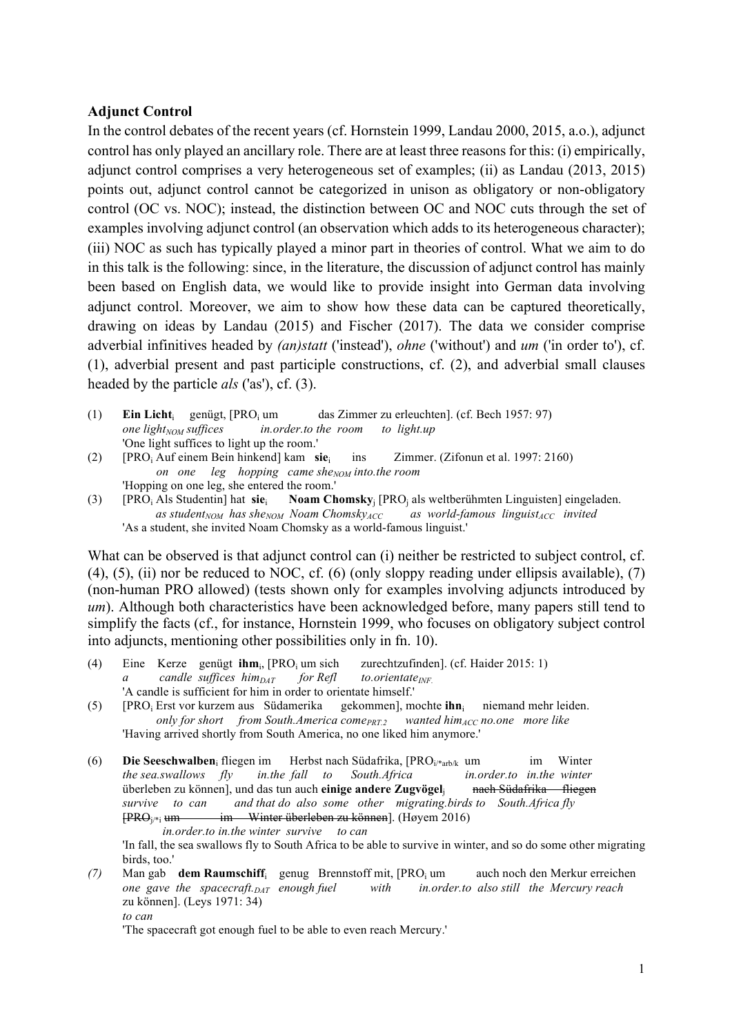**Adjunct Control**

In the control debates of the recent years (cf. Hornstein 1999, Landau 2000, 2015, a.o.), adjunct control has only played an ancillary role. There are at least three reasons for this: (i) empirically, adjunct control comprises a very heterogeneous set of examples; (ii) as Landau (2013, 2015) points out, adjunct control cannot be categorized in unison as obligatory or non-obligatory control (OC vs. NOC); instead, the distinction between OC and NOC cuts through the set of examples involving adjunct control (an observation which adds to its heterogeneous character); (iii) NOC as such has typically played a minor part in theories of control. What we aim to do in this talk is the following: since, in the literature, the discussion of adjunct control has mainly been based on English data, we would like to provide insight into German data involving adjunct control. Moreover, we aim to show how these data can be captured theoretically, drawing on ideas by Landau (2015) and Fischer (2017). The data we consider comprise adverbial infinitives headed by *(an)statt* ('instead'), *ohne* ('without') and *um* ('in order to'), cf. (1), adverbial present and past participle constructions, cf. (2), and adverbial small clauses headed by the particle *als* ('as'), cf. (3).

(1) **Ein Licht**$_i$ genügt, [PRO$_i$ um das Zimmer zu erleuchten]. (cf. Bech 1957: 97)
*one light$_{NOM}$ suffices in.order.to the room to light.up*
'One light suffices to light up the room.'

(2) [PRO$_i$ Auf einem Bein hinkend] kam **sie**$_i$ ins Zimmer. (Zifonun et al. 1997: 2160)
*on one leg hopping came she$_{NOM}$ into.the room*
'Hopping on one leg, she entered the room.'

(3) [PRO$_i$ Als Studentin] hat **sie**$_i$ **Noam Chomsky**$_j$ [PRO$_j$ als weltberühmten Linguisten] eingeladen.
*as student$_{NOM}$ has she$_{NOM}$ Noam Chomsky$_{ACC}$ as world-famous linguist$_{ACC}$ invited*
'As a student, she invited Noam Chomsky as a world-famous linguist.'

What can be observed is that adjunct control can (i) neither be restricted to subject control, cf. (4), (5), (ii) nor be reduced to NOC, cf. (6) (only sloppy reading under ellipsis available), (7) (non-human PRO allowed) (tests shown only for examples involving adjuncts introduced by *um*). Although both characteristics have been acknowledged before, many papers still tend to simplify the facts (cf., for instance, Hornstein 1999, who focuses on obligatory subject control into adjuncts, mentioning other possibilities only in fn. 10).

(4) Eine Kerze genügt **ihm**$_i$, [PRO$_i$ um sich zurechtzufinden]. (cf. Haider 2015: 1)
*a candle suffices him$_{DAT}$ for Refl to.orientate$_{INF.}$*
'A candle is sufficient for him in order to orientate himself.'

(5) [PRO$_i$ Erst vor kurzem aus Südamerika gekommen], mochte **ihn**$_i$ niemand mehr leiden.
*only for short from South.America come$_{PRT.2}$ wanted him$_{ACC}$ no.one more like*
'Having arrived shortly from South America, no one liked him anymore.'

(6) **Die Seeschwalben**$_i$ fliegen im Herbst nach Südafrika, [PRO$_{i/*arb/k}$ um im Winter überleben zu können], und das tun auch **einige andere Zugvögel**$_j$ ~~nach Südafrika fliegen~~ ~~[PRO$_{j/*i}$ um im Winter überleben zu können]~~. (Høyem 2016)
*the sea.swallows fly in.the fall to South.Africa in.order.to in.the winter survive to can and that do also some other migrating.birds to South.Africa fly in.order.to in.the winter survive to can*
'In fall, the sea swallows fly to South Africa to be able to survive in winter, and so do some other migrating birds, too.'

*(7)* Man gab **dem Raumschiff**$_i$ genug Brennstoff mit, [PRO$_i$ um auch noch den Merkur erreichen zu können]. (Leys 1971: 34)
*one gave the spacecraft.$_{DAT}$ enough fuel with in.order.to also still the Mercury reach to can*
'The spacecraft got enough fuel to be able to even reach Mercury.'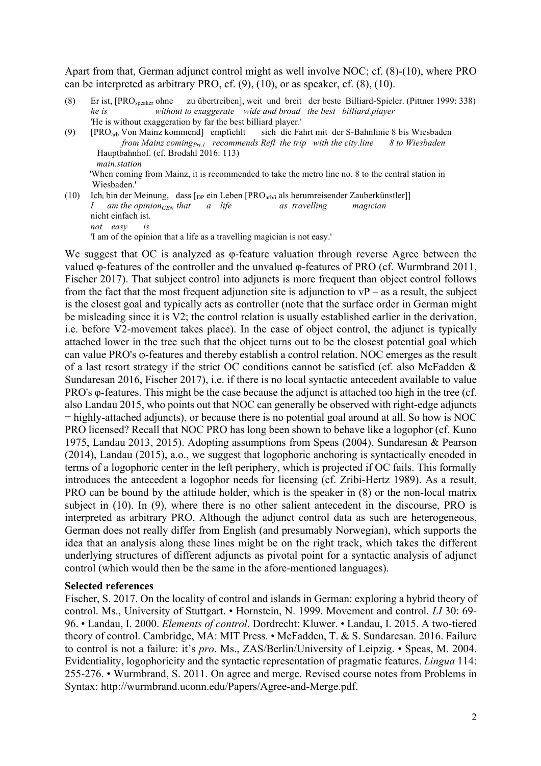Apart from that, German adjunct control might as well involve NOC; cf. (8)-(10), where PRO can be interpreted as arbitrary PRO, cf. (9), (10), or as speaker, cf. (8), (10).

(8) Er ist, [PRO$_{speaker}$ ohne zu übertreiben], weit und breit der beste Billiard-Spieler. (Pittner 1999: 338)
*he is without to exaggerate wide and broad the best billiard.player*
'He is without exaggeration by far the best billiard player.'

(9) [PRO$_{arb}$ Von Mainz kommend] empfiehlt sich die Fahrt mit der S-Bahnlinie 8 bis Wiesbaden Hauptbahnhof. (cf. Brodahl 2016: 113)
*from Mainz coming$_{Prt.1}$ recommends Refl the trip with the city.line 8 to Wiesbaden main.station*
'When coming from Mainz, it is recommended to take the metro line no. 8 to the central station in Wiesbaden.'

(10) Ich$_i$ bin der Meinung, dass [$_{DP}$ ein Leben [PRO$_{arb/i}$ als herumreisender Zauberkünstler]] nicht einfach ist.
*I am the opinion$_{GEN}$ that a life as travelling magician not easy is*
'I am of the opinion that a life as a travelling magician is not easy.'

We suggest that OC is analyzed as φ-feature valuation through reverse Agree between the valued φ-features of the controller and the unvalued φ-features of PRO (cf. Wurmbrand 2011, Fischer 2017). That subject control into adjuncts is more frequent than object control follows from the fact that the most frequent adjunction site is adjunction to vP – as a result, the subject is the closest goal and typically acts as controller (note that the surface order in German might be misleading since it is V2; the control relation is usually established earlier in the derivation, i.e. before V2-movement takes place). In the case of object control, the adjunct is typically attached lower in the tree such that the object turns out to be the closest potential goal which can value PRO's φ-features and thereby establish a control relation. NOC emerges as the result of a last resort strategy if the strict OC conditions cannot be satisfied (cf. also McFadden & Sundaresan 2016, Fischer 2017), i.e. if there is no local syntactic antecedent available to value PRO's φ-features. This might be the case because the adjunct is attached too high in the tree (cf. also Landau 2015, who points out that NOC can generally be observed with right-edge adjuncts = highly-attached adjuncts), or because there is no potential goal around at all. So how is NOC PRO licensed? Recall that NOC PRO has long been shown to behave like a logophor (cf. Kuno 1975, Landau 2013, 2015). Adopting assumptions from Speas (2004), Sundaresan & Pearson (2014), Landau (2015), a.o., we suggest that logophoric anchoring is syntactically encoded in terms of a logophoric center in the left periphery, which is projected if OC fails. This formally introduces the antecedent a logophor needs for licensing (cf. Zribi-Hertz 1989). As a result, PRO can be bound by the attitude holder, which is the speaker in (8) or the non-local matrix subject in (10). In (9), where there is no other salient antecedent in the discourse, PRO is interpreted as arbitrary PRO. Although the adjunct control data as such are heterogeneous, German does not really differ from English (and presumably Norwegian), which supports the idea that an analysis along these lines might be on the right track, which takes the different underlying structures of different adjuncts as pivotal point for a syntactic analysis of adjunct control (which would then be the same in the afore-mentioned languages).

**Selected references**

Fischer, S. 2017. On the locality of control and islands in German: exploring a hybrid theory of control. Ms., University of Stuttgart. • Hornstein, N. 1999. Movement and control. *LI* 30: 69-96. • Landau, I. 2000. *Elements of control*. Dordrecht: Kluwer. • Landau, I. 2015. A two-tiered theory of control. Cambridge, MA: MIT Press. • McFadden, T. & S. Sundaresan. 2016. Failure to control is not a failure: it's *pro*. Ms., ZAS/Berlin/University of Leipzig. • Speas, M. 2004. Evidentiality, logophoricity and the syntactic representation of pragmatic features. *Lingua* 114: 255-276. • Wurmbrand, S. 2011. On agree and merge. Revised course notes from Problems in Syntax: http://wurmbrand.uconn.edu/Papers/Agree-and-Merge.pdf.